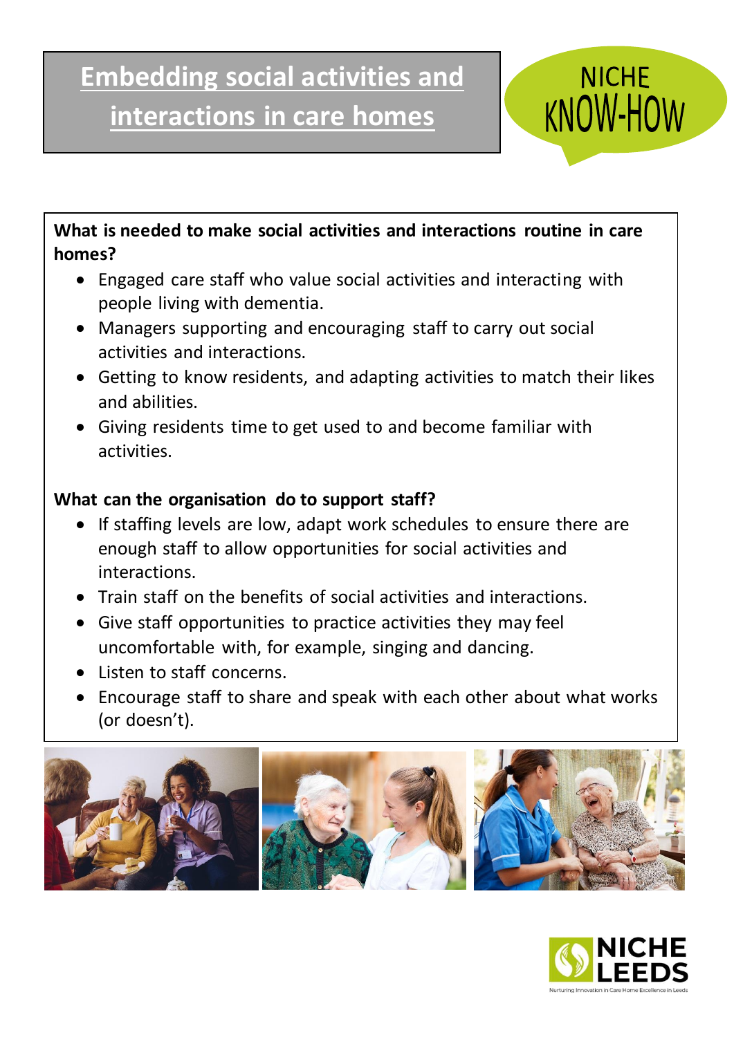# Embedding social activities and interactions in care homes

NICHE KNOW-HOW

**What is needed to make social activities and interactions routine in care homes?**

- Engaged care staff who value social activities and interacting with people living with dementia.
- Managers supporting and encouraging staff to carry out social activities and interactions.
- Getting to know residents, and adapting activities to match their likes and abilities.
- Giving residents time to get used to and become familiar with activities.

**What can the organisation do to support staff?**

- If staffing levels are low, adapt work schedules to ensure there are enough staff to allow opportunities for social activities and interactions.
- Train staff on the benefits of social activities and interactions.
- Give staff opportunities to practice activities they may feel uncomfortable with, for example, singing and dancing.
- Listen to staff concerns.
- Encourage staff to share and speak with each other about what works (or doesn't).

NICHE LEEDS

Nurturing Innovation in Care Home Excellence in Leeds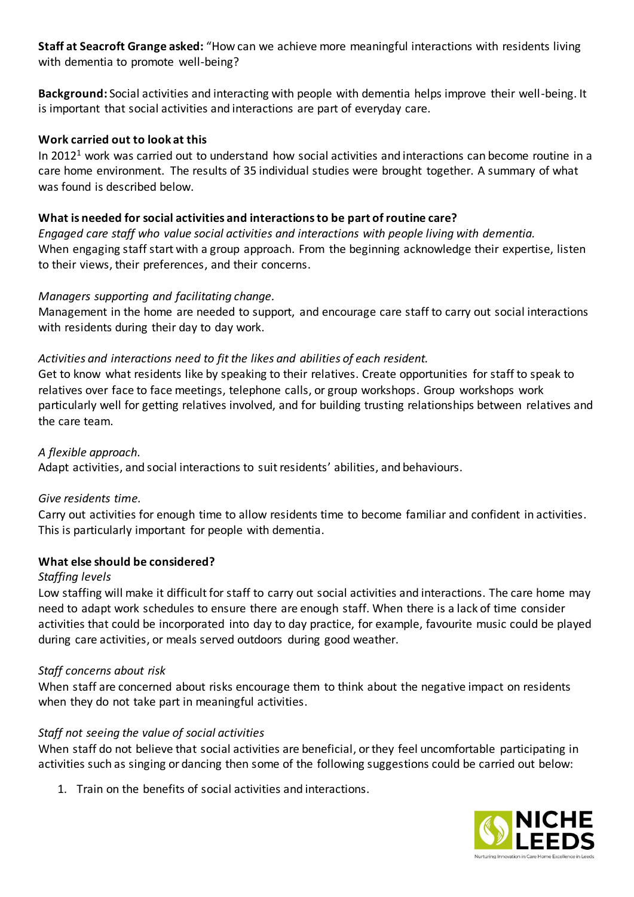**Staff at Seacroft Grange asked:** "How can we achieve more meaningful interactions with residents living with dementia to promote well-being?

**Background:** Social activities and interacting with people with dementia helps improve their well-being. It is important that social activities and interactions are part of everyday care.

**Work carried out to look at this**

In 2012[1] work was carried out to understand how social activities and interactions can become routine in a care home environment. The results of 35 individual studies were brought together. A summary of what was found is described below.

**What is needed for social activities and interactions to be part of routine care?**

*Engaged care staff who value social activities and interactions with people living with dementia.*
When engaging staff start with a group approach. From the beginning acknowledge their expertise, listen to their views, their preferences, and their concerns.

*Managers supporting and facilitating change.*
Management in the home are needed to support, and encourage care staff to carry out social interactions with residents during their day to day work.

*Activities and interactions need to fit the likes and abilities of each resident.*
Get to know what residents like by speaking to their relatives. Create opportunities for staff to speak to relatives over face to face meetings, telephone calls, or group workshops. Group workshops work particularly well for getting relatives involved, and for building trusting relationships between relatives and the care team.

*A flexible approach.*
Adapt activities, and social interactions to suit residents' abilities, and behaviours.

*Give residents time.*
Carry out activities for enough time to allow residents time to become familiar and confident in activities. This is particularly important for people with dementia.

**What else should be considered?**

*Staffing levels*
Low staffing will make it difficult for staff to carry out social activities and interactions. The care home may need to adapt work schedules to ensure there are enough staff. When there is a lack of time consider activities that could be incorporated into day to day practice, for example, favourite music could be played during care activities, or meals served outdoors during good weather.

*Staff concerns about risk*
When staff are concerned about risks encourage them to think about the negative impact on residents when they do not take part in meaningful activities.

*Staff not seeing the value of social activities*
When staff do not believe that social activities are beneficial, or they feel uncomfortable participating in activities such as singing or dancing then some of the following suggestions could be carried out below:

1. Train on the benefits of social activities and interactions.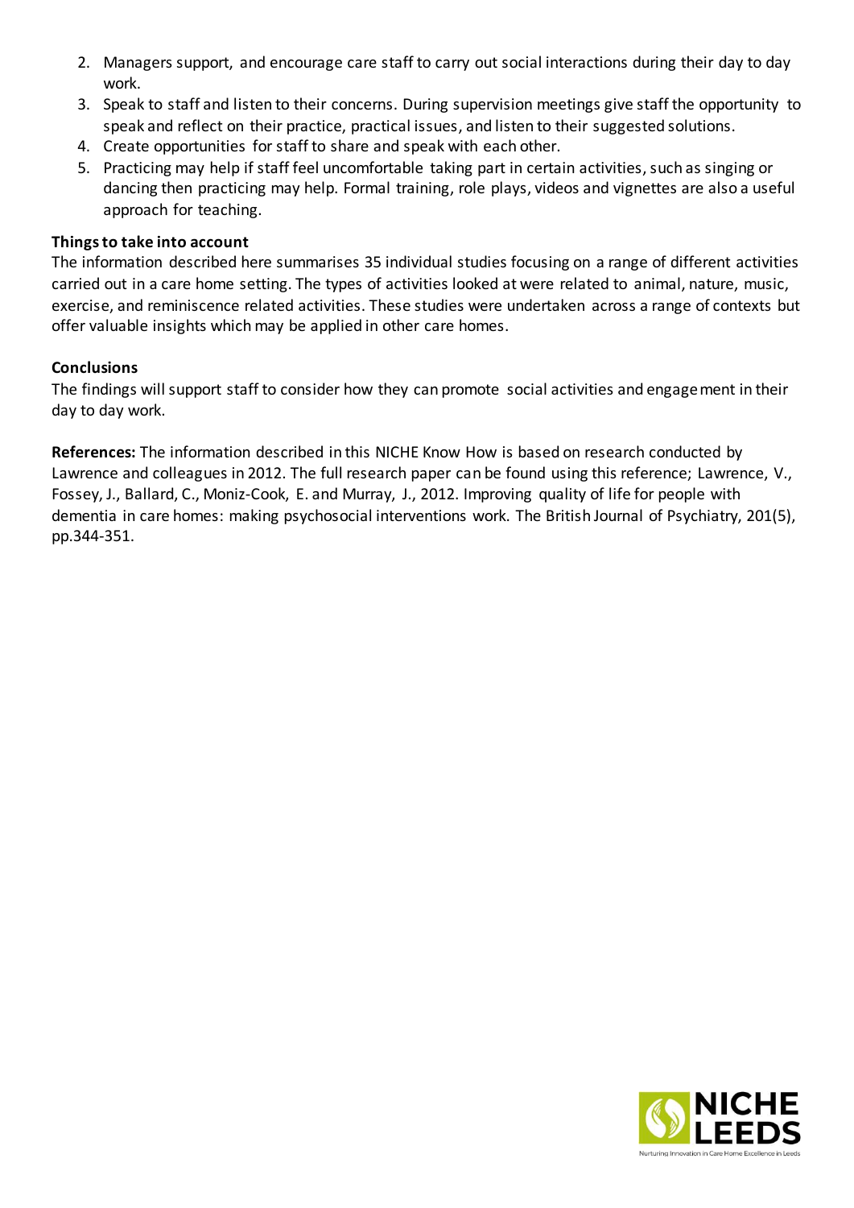2. Managers support, and encourage care staff to carry out social interactions during their day to day work.
3. Speak to staff and listen to their concerns. During supervision meetings give staff the opportunity to speak and reflect on their practice, practical issues, and listen to their suggested solutions.
4. Create opportunities for staff to share and speak with each other.
5. Practicing may help if staff feel uncomfortable taking part in certain activities, such as singing or dancing then practicing may help. Formal training, role plays, videos and vignettes are also a useful approach for teaching.

**Things to take into account**

The information described here summarises 35 individual studies focusing on a range of different activities carried out in a care home setting. The types of activities looked at were related to animal, nature, music, exercise, and reminiscence related activities. These studies were undertaken across a range of contexts but offer valuable insights which may be applied in other care homes.

**Conclusions**

The findings will support staff to consider how they can promote social activities and engagement in their day to day work.

**References:** The information described in this NICHE Know How is based on research conducted by Lawrence and colleagues in 2012. The full research paper can be found using this reference; Lawrence, V., Fossey, J., Ballard, C., Moniz-Cook, E. and Murray, J., 2012. Improving quality of life for people with dementia in care homes: making psychosocial interventions work. The British Journal of Psychiatry, 201(5), pp.344-351.

NICHE LEEDS
Nurturing Innovation in Care Home Excellence in Leeds